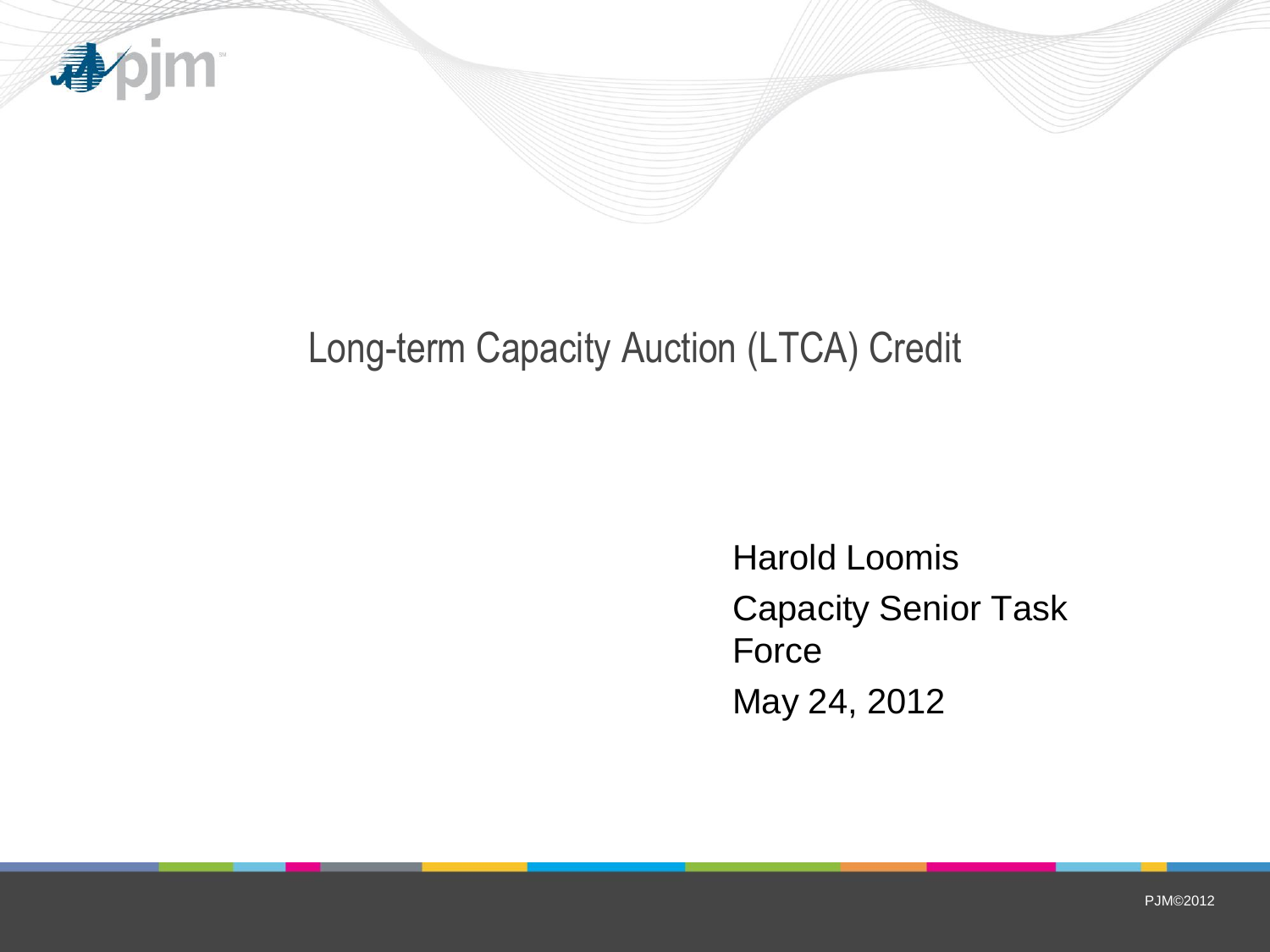# Long-term Capacity Auction (LTCA) Credit

Harold Loomis

Capacity Senior Task Force

May 24, 2012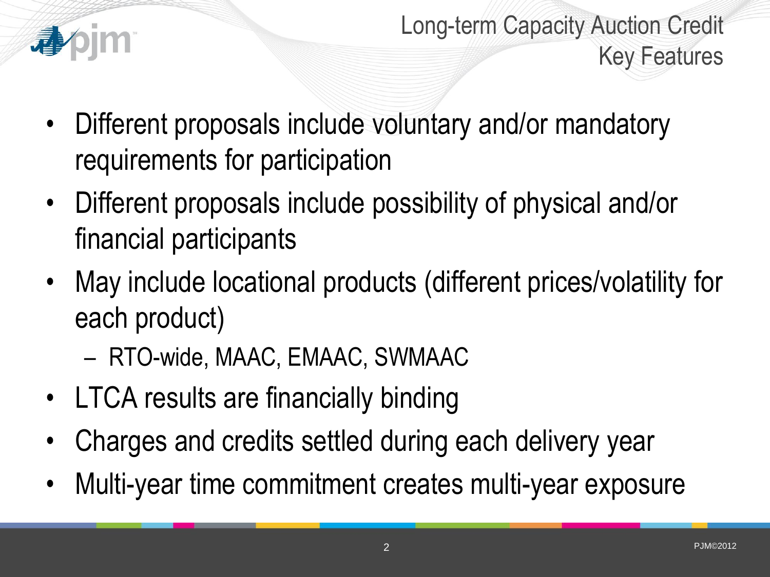# Long-term Capacity Auction Credit Key Features

- Different proposals include voluntary and/or mandatory requirements for participation
- Different proposals include possibility of physical and/or financial participants
- May include locational products (different prices/volatility for each product)
  - RTO-wide, MAAC, EMAAC, SWMAAC
- LTCA results are financially binding
- Charges and credits settled during each delivery year
- Multi-year time commitment creates multi-year exposure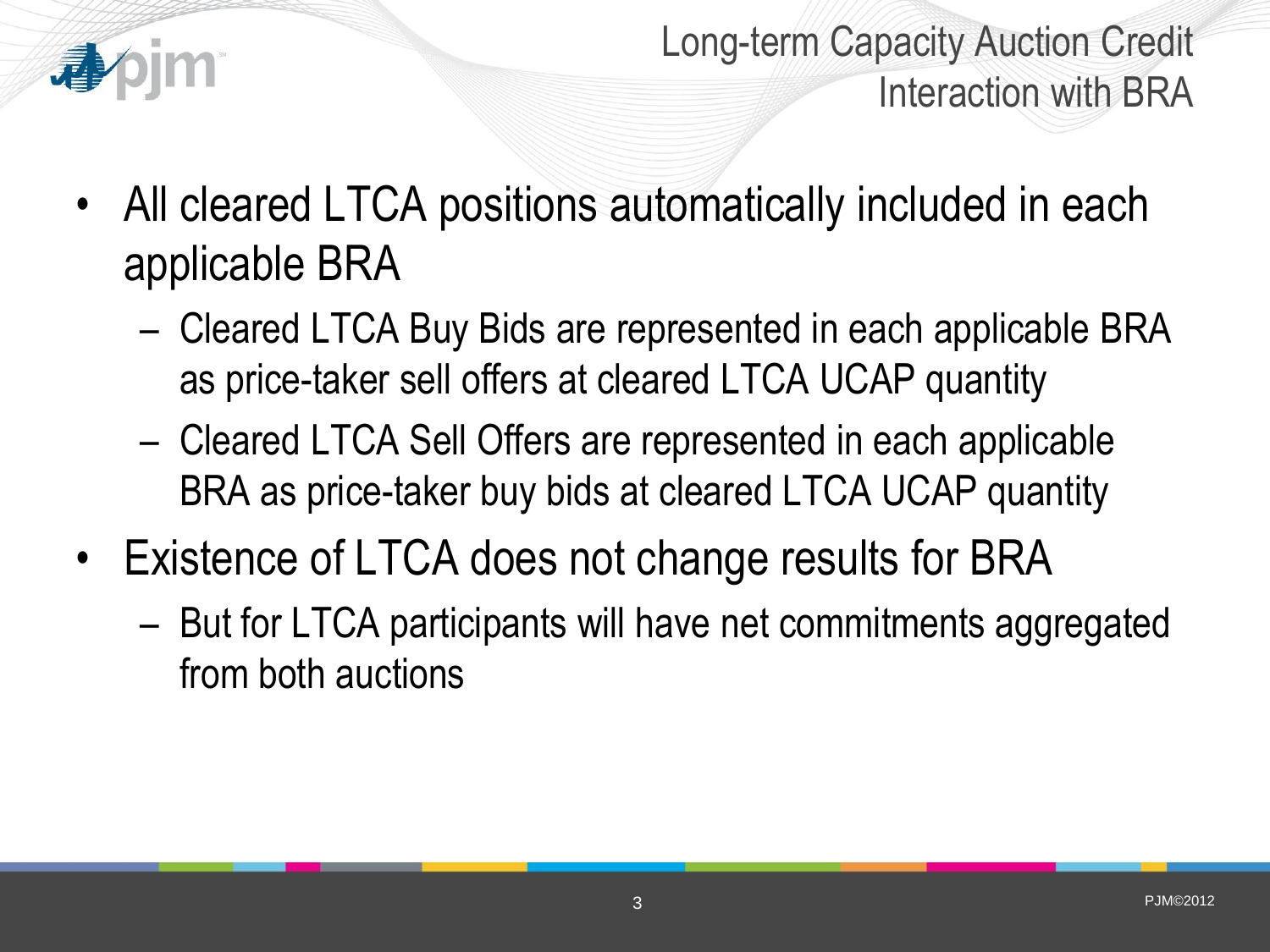# Long-term Capacity Auction Credit Interaction with BRA

- All cleared LTCA positions automatically included in each applicable BRA
  - Cleared LTCA Buy Bids are represented in each applicable BRA as price-taker sell offers at cleared LTCA UCAP quantity
  - Cleared LTCA Sell Offers are represented in each applicable BRA as price-taker buy bids at cleared LTCA UCAP quantity
- Existence of LTCA does not change results for BRA
  - But for LTCA participants will have net commitments aggregated from both auctions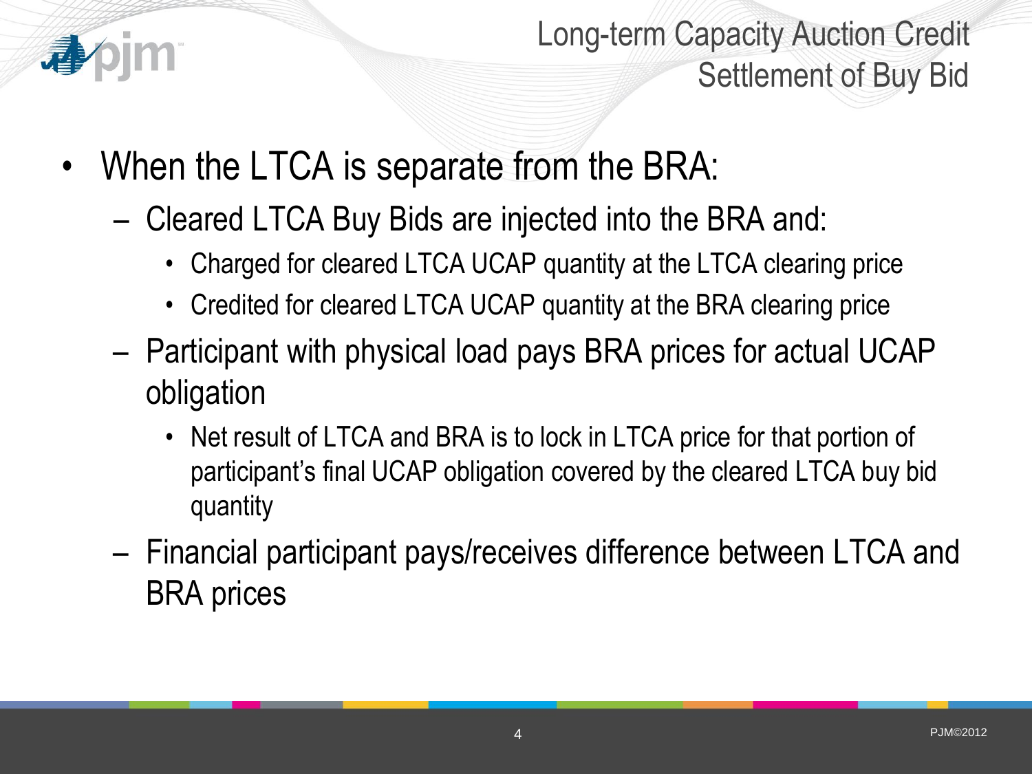# Long-term Capacity Auction Credit Settlement of Buy Bid

- When the LTCA is separate from the BRA:
  - Cleared LTCA Buy Bids are injected into the BRA and:
    - Charged for cleared LTCA UCAP quantity at the LTCA clearing price
    - Credited for cleared LTCA UCAP quantity at the BRA clearing price
  - Participant with physical load pays BRA prices for actual UCAP obligation
    - Net result of LTCA and BRA is to lock in LTCA price for that portion of participant's final UCAP obligation covered by the cleared LTCA buy bid quantity
  - Financial participant pays/receives difference between LTCA and BRA prices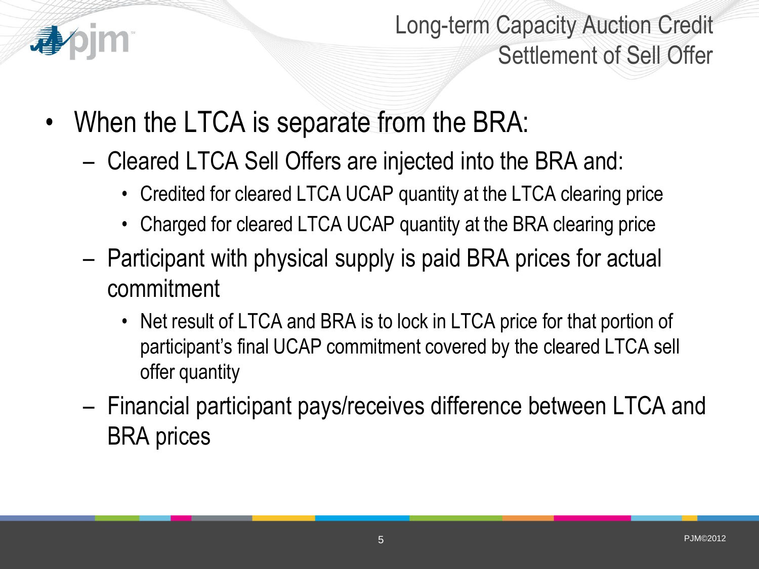# Long-term Capacity Auction Credit Settlement of Sell Offer

- When the LTCA is separate from the BRA:
  - Cleared LTCA Sell Offers are injected into the BRA and:
    - Credited for cleared LTCA UCAP quantity at the LTCA clearing price
    - Charged for cleared LTCA UCAP quantity at the BRA clearing price
  - Participant with physical supply is paid BRA prices for actual commitment
    - Net result of LTCA and BRA is to lock in LTCA price for that portion of participant's final UCAP commitment covered by the cleared LTCA sell offer quantity
  - Financial participant pays/receives difference between LTCA and BRA prices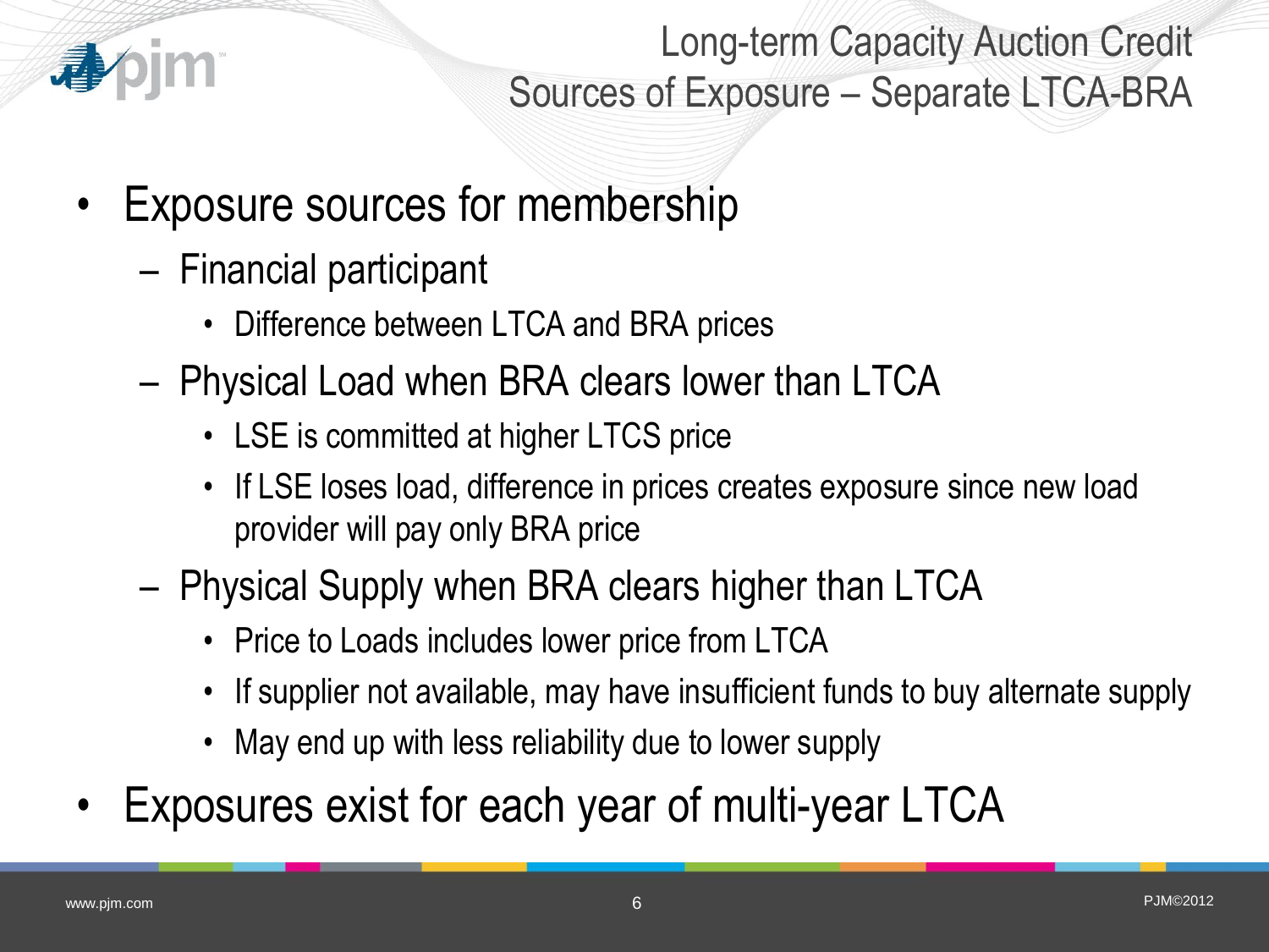# Long-term Capacity Auction Credit
## Sources of Exposure – Separate LTCA-BRA

- Exposure sources for membership
  - Financial participant
    - Difference between LTCA and BRA prices
  - Physical Load when BRA clears lower than LTCA
    - LSE is committed at higher LTCS price
    - If LSE loses load, difference in prices creates exposure since new load provider will pay only BRA price
  - Physical Supply when BRA clears higher than LTCA
    - Price to Loads includes lower price from LTCA
    - If supplier not available, may have insufficient funds to buy alternate supply
    - May end up with less reliability due to lower supply
- Exposures exist for each year of multi-year LTCA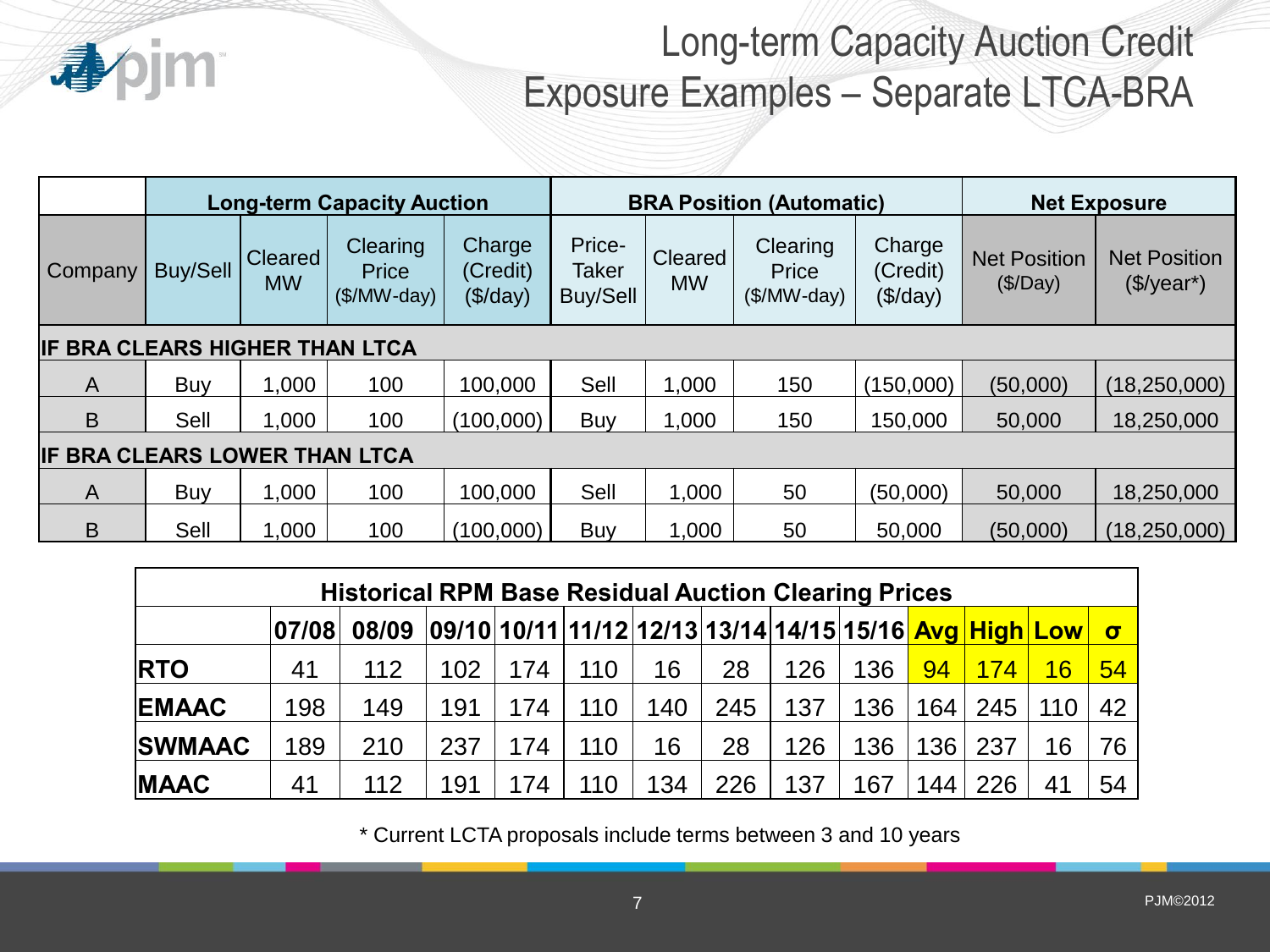# Long-term Capacity Auction Credit Exposure Examples – Separate LTCA-BRA

| | Long-term Capacity Auction | | | | BRA Position (Automatic) | | | | Net Exposure | |
|---|---|---|---|---|---|---|---|---|---|---|
| Company | Buy/Sell | Cleared MW | Clearing Price ($/MW-day) | Charge (Credit) ($/day) | Price-Taker Buy/Sell | Cleared MW | Clearing Price ($/MW-day) | Charge (Credit) ($/day) | Net Position ($/Day) | Net Position ($/year*) |
| **IF BRA CLEARS HIGHER THAN LTCA** | | | | | | | | | | |
| A | Buy | 1,000 | 100 | 100,000 | Sell | 1,000 | 150 | (150,000) | (50,000) | (18,250,000) |
| B | Sell | 1,000 | 100 | (100,000) | Buy | 1,000 | 150 | 150,000 | 50,000 | 18,250,000 |
| **IF BRA CLEARS LOWER THAN LTCA** | | | | | | | | | | |
| A | Buy | 1,000 | 100 | 100,000 | Sell | 1,000 | 50 | (50,000) | 50,000 | 18,250,000 |
| B | Sell | 1,000 | 100 | (100,000) | Buy | 1,000 | 50 | 50,000 | (50,000) | (18,250,000) |

| Historical RPM Base Residual Auction Clearing Prices | | | | | | | | | | | | | |
|---|---|---|---|---|---|---|---|---|---|---|---|---|---|
| | 07/08 | 08/09 | 09/10 | 10/11 | 11/12 | 12/13 | 13/14 | 14/15 | 15/16 | Avg | High | Low | σ |
| **RTO** | 41 | 112 | 102 | 174 | 110 | 16 | 28 | 126 | 136 | 94 | 174 | 16 | 54 |
| **EMAAC** | 198 | 149 | 191 | 174 | 110 | 140 | 245 | 137 | 136 | 164 | 245 | 110 | 42 |
| **SWMAAC** | 189 | 210 | 237 | 174 | 110 | 16 | 28 | 126 | 136 | 136 | 237 | 16 | 76 |
| **MAAC** | 41 | 112 | 191 | 174 | 110 | 134 | 226 | 137 | 167 | 144 | 226 | 41 | 54 |

* Current LCTA proposals include terms between 3 and 10 years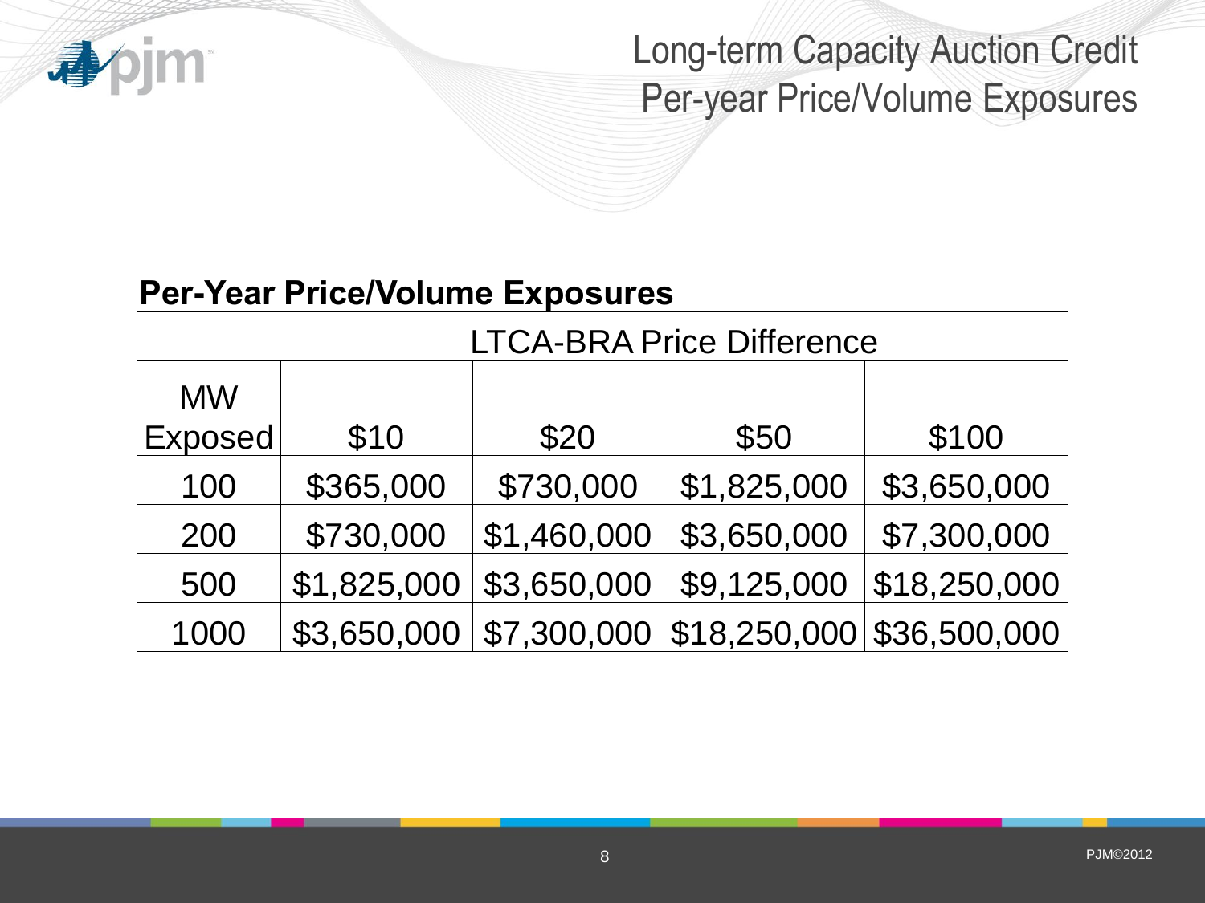# Long-term Capacity Auction Credit Per-year Price/Volume Exposures

**Per-Year Price/Volume Exposures**

| LTCA-BRA Price Difference | | | | |
|---|---|---|---|---|
| MW Exposed | $10 | $20 | $50 | $100 |
| 100 | $365,000 | $730,000 | $1,825,000 | $3,650,000 |
| 200 | $730,000 | $1,460,000 | $3,650,000 | $7,300,000 |
| 500 | $1,825,000 | $3,650,000 | $9,125,000 | $18,250,000 |
| 1000 | $3,650,000 | $7,300,000 | $18,250,000 | $36,500,000 |